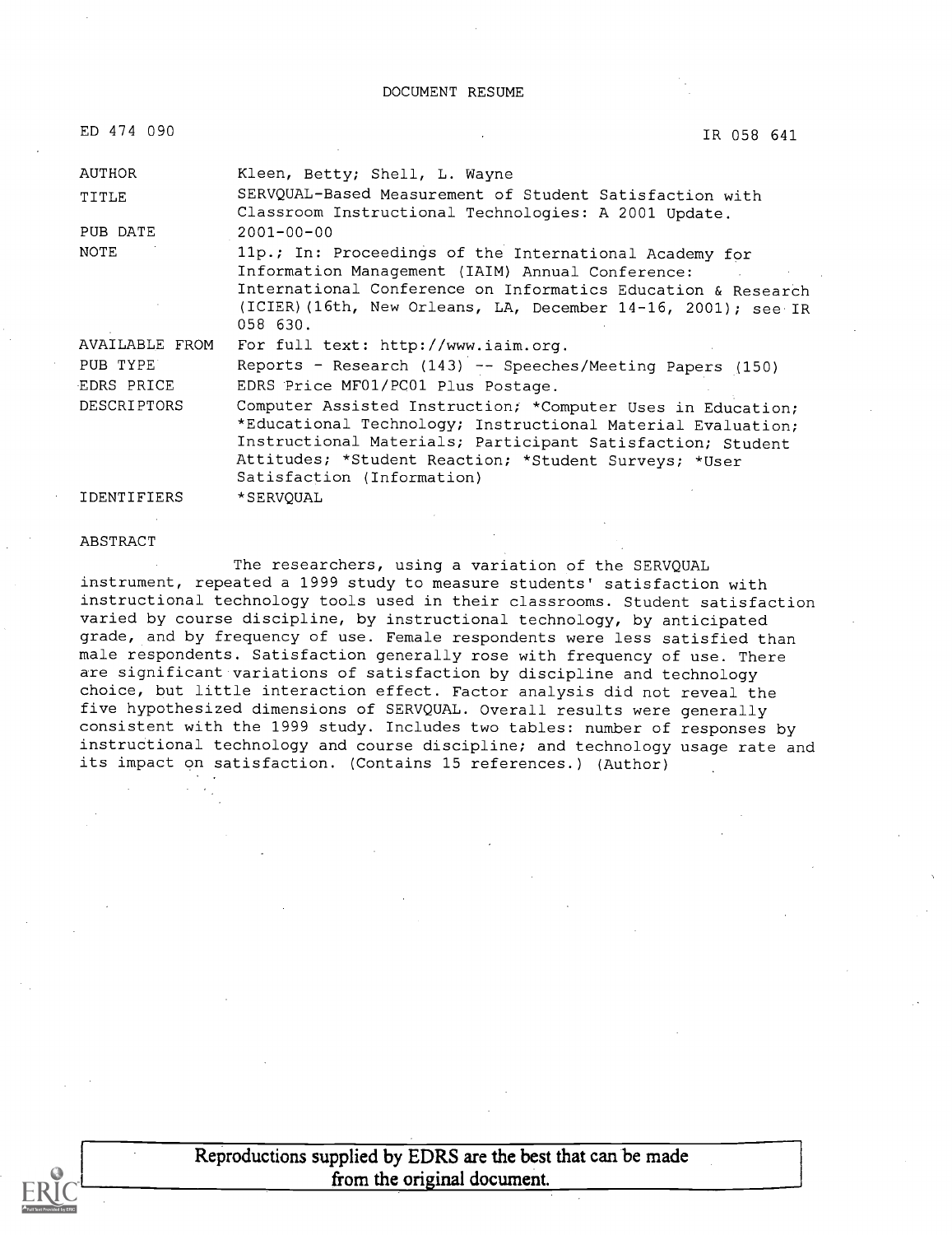DOCUMENT RESUME

| | |
|---|---|
| ED 474 090 | IR 058 641 |
| AUTHOR | Kleen, Betty; Shell, L. Wayne |
| TITLE | SERVQUAL-Based Measurement of Student Satisfaction with Classroom Instructional Technologies: A 2001 Update. |
| PUB DATE | 2001-00-00 |
| NOTE | 11p.; In: Proceedings of the International Academy for Information Management (IAIM) Annual Conference: International Conference on Informatics Education & Research (ICIER)(16th, New Orleans, LA, December 14-16, 2001); see IR 058 630. |
| AVAILABLE FROM | For full text: http://www.iaim.org. |
| PUB TYPE | Reports - Research (143) -- Speeches/Meeting Papers (150) |
| EDRS PRICE | EDRS Price MF01/PC01 Plus Postage. |
| DESCRIPTORS | Computer Assisted Instruction; *Computer Uses in Education; *Educational Technology; Instructional Material Evaluation; Instructional Materials; Participant Satisfaction; Student Attitudes; *Student Reaction; *Student Surveys; *User Satisfaction (Information) |
| IDENTIFIERS | *SERVQUAL |

ABSTRACT

The researchers, using a variation of the SERVQUAL instrument, repeated a 1999 study to measure students' satisfaction with instructional technology tools used in their classrooms. Student satisfaction varied by course discipline, by instructional technology, by anticipated grade, and by frequency of use. Female respondents were less satisfied than male respondents. Satisfaction generally rose with frequency of use. There are significant variations of satisfaction by discipline and technology choice, but little interaction effect. Factor analysis did not reveal the five hypothesized dimensions of SERVQUAL. Overall results were generally consistent with the 1999 study. Includes two tables: number of responses by instructional technology and course discipline; and technology usage rate and its impact on satisfaction. (Contains 15 references.) (Author)

Reproductions supplied by EDRS are the best that can be made from the original document.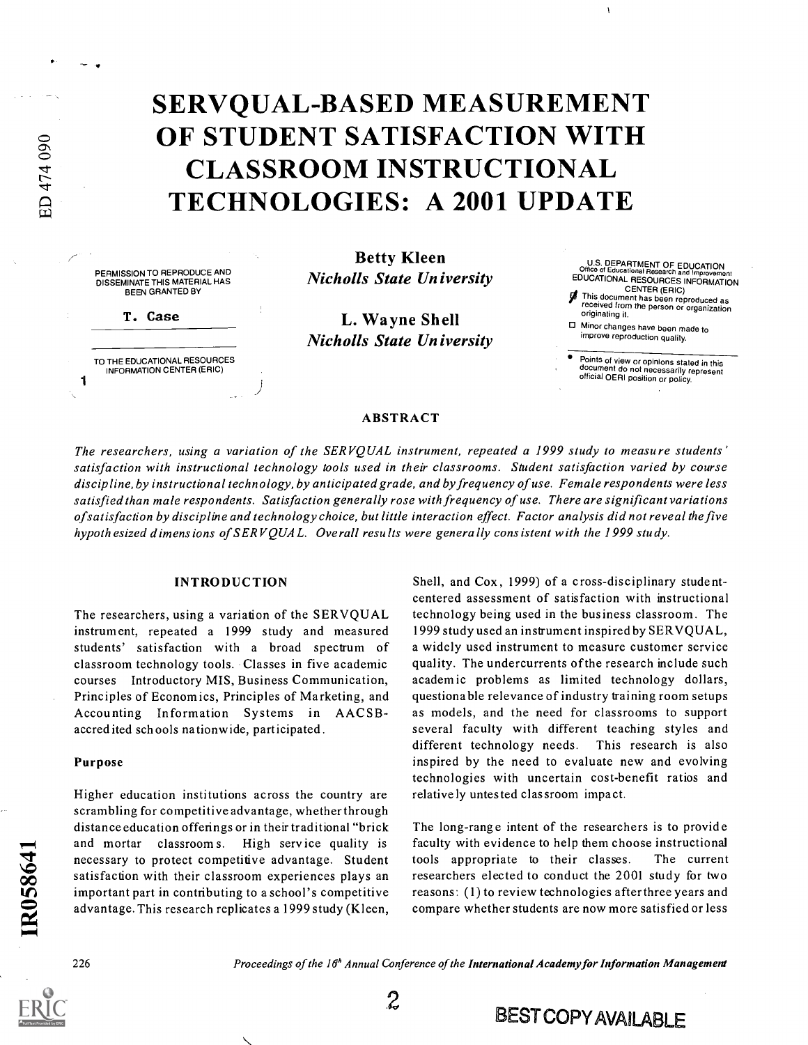# SERVQUAL-BASED MEASUREMENT OF STUDENT SATISFACTION WITH CLASSROOM INSTRUCTIONAL TECHNOLOGIES: A 2001 UPDATE

**Betty Kleen**
*Nicholls State University*

**L. Wayne Shell**
*Nicholls State University*

### ABSTRACT

*The researchers, using a variation of the SERVQUAL instrument, repeated a 1999 study to measure students' satisfaction with instructional technology tools used in their classrooms. Student satisfaction varied by course discipline, by instructional technology, by anticipated grade, and by frequency of use. Female respondents were less satisfied than male respondents. Satisfaction generally rose with frequency of use. There are significant variations of satisfaction by discipline and technology choice, but little interaction effect. Factor analysis did not reveal the five hypothesized dimensions of SERVQUAL. Overall results were generally consistent with the 1999 study.*

## INTRODUCTION

The researchers, using a variation of the SERVQUAL instrument, repeated a 1999 study and measured students' satisfaction with a broad spectrum of classroom technology tools. Classes in five academic courses Introductory MIS, Business Communication, Principles of Economics, Principles of Marketing, and Accounting Information Systems in AACSB-accredited schools nationwide, participated.

### Purpose

Higher education institutions across the country are scrambling for competitive advantage, whether through distance education offerings or in their traditional "brick and mortar classrooms. High service quality is necessary to protect competitive advantage. Student satisfaction with their classroom experiences plays an important part in contributing to a school's competitive advantage. This research replicates a 1999 study (Kleen, Shell, and Cox, 1999) of a cross-disciplinary student-centered assessment of satisfaction with instructional technology being used in the business classroom. The 1999 study used an instrument inspired by SERVQUAL, a widely used instrument to measure customer service quality. The undercurrents of the research include such academic problems as limited technology dollars, questionable relevance of industry training room setups as models, and the need for classrooms to support several faculty with different teaching styles and different technology needs. This research is also inspired by the need to evaluate new and evolving technologies with uncertain cost-benefit ratios and relatively untested classroom impact.

The long-range intent of the researchers is to provide faculty with evidence to help them choose instructional tools appropriate to their classes. The current researchers elected to conduct the 2001 study for two reasons: (1) to review technologies after three years and compare whether students are now more satisfied or less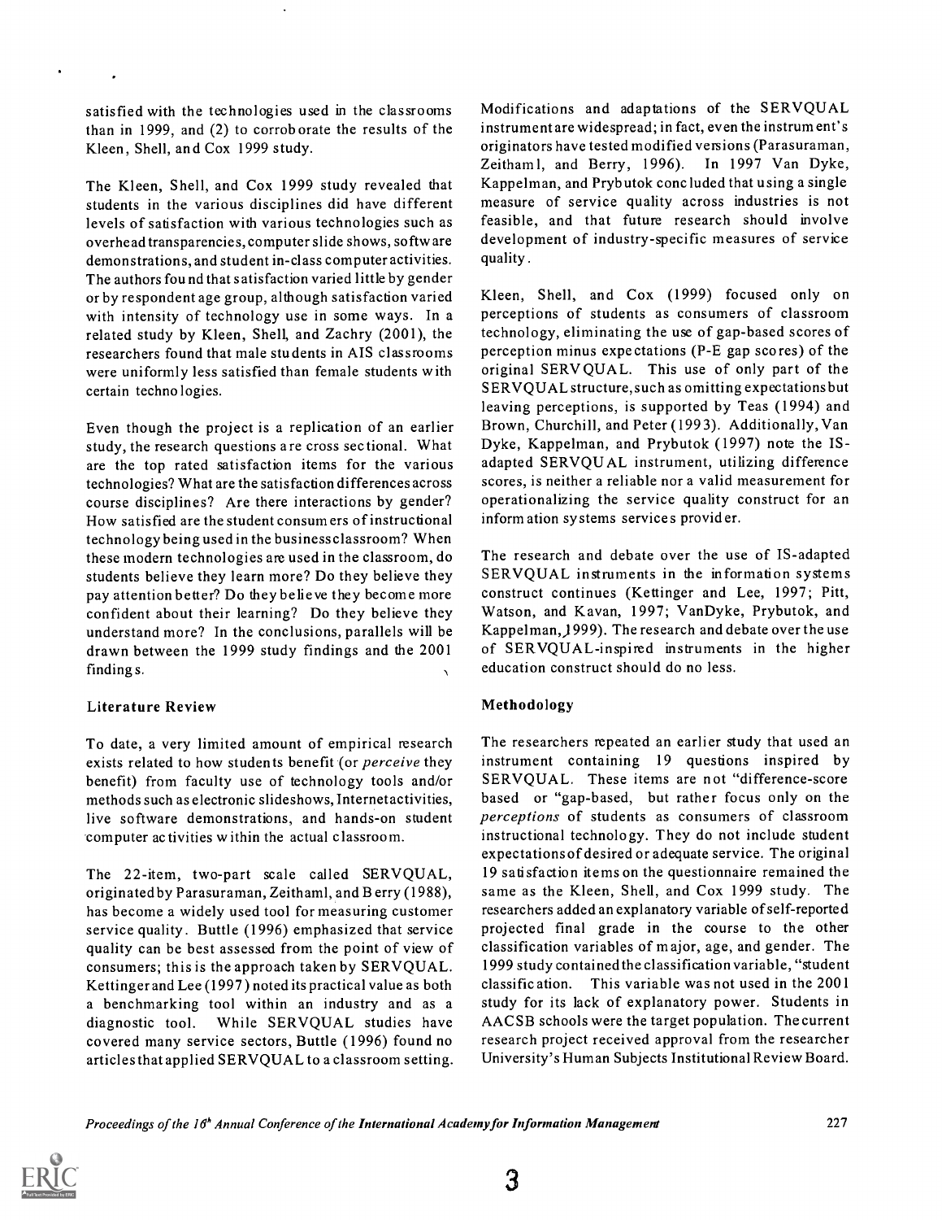satisfied with the technologies used in the classrooms than in 1999, and (2) to corroborate the results of the Kleen, Shell, and Cox 1999 study.

The Kleen, Shell, and Cox 1999 study revealed that students in the various disciplines did have different levels of satisfaction with various technologies such as overhead transparencies, computer slide shows, software demonstrations, and student in-class computer activities. The authors found that satisfaction varied little by gender or by respondent age group, although satisfaction varied with intensity of technology use in some ways. In a related study by Kleen, Shell, and Zachry (2001), the researchers found that male students in AIS classrooms were uniformly less satisfied than female students with certain technologies.

Even though the project is a replication of an earlier study, the research questions are cross sectional. What are the top rated satisfaction items for the various technologies? What are the satisfaction differences across course disciplines? Are there interactions by gender? How satisfied are the student consumers of instructional technology being used in the business classroom? When these modern technologies are used in the classroom, do students believe they learn more? Do they believe they pay attention better? Do they believe they become more confident about their learning? Do they believe they understand more? In the conclusions, parallels will be drawn between the 1999 study findings and the 2001 findings.

### Literature Review

To date, a very limited amount of empirical research exists related to how students benefit (or *perceive* they benefit) from faculty use of technology tools and/or methods such as electronic slideshows, Internet activities, live software demonstrations, and hands-on student computer activities within the actual classroom.

The 22-item, two-part scale called SERVQUAL, originated by Parasuraman, Zeithaml, and Berry (1988), has become a widely used tool for measuring customer service quality. Buttle (1996) emphasized that service quality can be best assessed from the point of view of consumers; this is the approach taken by SERVQUAL. Kettinger and Lee (1997) noted its practical value as both a benchmarking tool within an industry and as a diagnostic tool. While SERVQUAL studies have covered many service sectors, Buttle (1996) found no articles that applied SERVQUAL to a classroom setting.

Modifications and adaptations of the SERVQUAL instrument are widespread; in fact, even the instrument's originators have tested modified versions (Parasuraman, Zeithaml, and Berry, 1996). In 1997 Van Dyke, Kappelman, and Prybutok concluded that using a single measure of service quality across industries is not feasible, and that future research should involve development of industry-specific measures of service quality.

Kleen, Shell, and Cox (1999) focused only on perceptions of students as consumers of classroom technology, eliminating the use of gap-based scores of perception minus expectations (P-E gap scores) of the original SERVQUAL. This use of only part of the SERVQUAL structure, such as omitting expectations but leaving perceptions, is supported by Teas (1994) and Brown, Churchill, and Peter (1993). Additionally, Van Dyke, Kappelman, and Prybutok (1997) note the IS-adapted SERVQUAL instrument, utilizing difference scores, is neither a reliable nor a valid measurement for operationalizing the service quality construct for an information systems services provider.

The research and debate over the use of IS-adapted SERVQUAL instruments in the information systems construct continues (Kettinger and Lee, 1997; Pitt, Watson, and Kavan, 1997; VanDyke, Prybutok, and Kappelman, 1999). The research and debate over the use of SERVQUAL-inspired instruments in the higher education construct should do no less.

### Methodology

The researchers repeated an earlier study that used an instrument containing 19 questions inspired by SERVQUAL. These items are not "difference-score based or "gap-based, but rather focus only on the *perceptions* of students as consumers of classroom instructional technology. They do not include student expectations of desired or adequate service. The original 19 satisfaction items on the questionnaire remained the same as the Kleen, Shell, and Cox 1999 study. The researchers added an explanatory variable of self-reported projected final grade in the course to the other classification variables of major, age, and gender. The 1999 study contained the classification variable, "student classification. This variable was not used in the 2001 study for its lack of explanatory power. Students in AACSB schools were the target population. The current research project received approval from the researcher University's Human Subjects Institutional Review Board.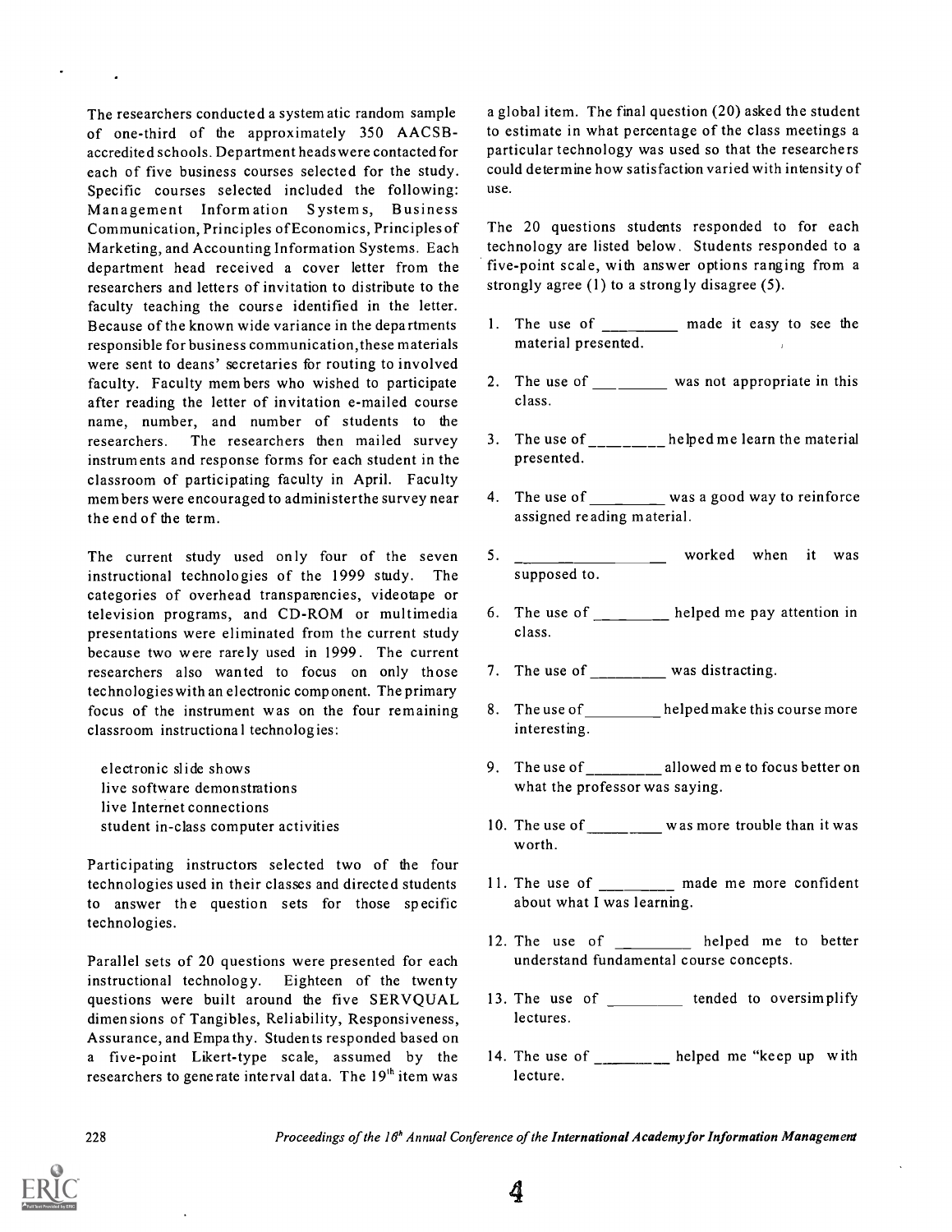The researchers conducted a systematic random sample of one-third of the approximately 350 AACSB-accredited schools. Department heads were contacted for each of five business courses selected for the study. Specific courses selected included the following: Management Information Systems, Business Communication, Principles of Economics, Principles of Marketing, and Accounting Information Systems. Each department head received a cover letter from the researchers and letters of invitation to distribute to the faculty teaching the course identified in the letter. Because of the known wide variance in the departments responsible for business communication, these materials were sent to deans' secretaries for routing to involved faculty. Faculty members who wished to participate after reading the letter of invitation e-mailed course name, number, and number of students to the researchers. The researchers then mailed survey instruments and response forms for each student in the classroom of participating faculty in April. Faculty members were encouraged to administer the survey near the end of the term.

The current study used only four of the seven instructional technologies of the 1999 study. The categories of overhead transparencies, videotape or television programs, and CD-ROM or multimedia presentations were eliminated from the current study because two were rarely used in 1999. The current researchers also wanted to focus on only those technologies with an electronic component. The primary focus of the instrument was on the four remaining classroom instructional technologies:

electronic slide shows
live software demonstrations
live Internet connections
student in-class computer activities

Participating instructors selected two of the four technologies used in their classes and directed students to answer the question sets for those specific technologies.

Parallel sets of 20 questions were presented for each instructional technology. Eighteen of the twenty questions were built around the five SERVQUAL dimensions of Tangibles, Reliability, Responsiveness, Assurance, and Empathy. Students responded based on a five-point Likert-type scale, assumed by the researchers to generate interval data. The 19th item was a global item. The final question (20) asked the student to estimate in what percentage of the class meetings a particular technology was used so that the researchers could determine how satisfaction varied with intensity of use.

The 20 questions students responded to for each technology are listed below. Students responded to a five-point scale, with answer options ranging from a strongly agree (1) to a strongly disagree (5).

1. The use of _________ made it easy to see the material presented.
2. The use of _________ was not appropriate in this class.
3. The use of _________ helped me learn the material presented.
4. The use of _________ was a good way to reinforce assigned reading material.
5. _________________ worked when it was supposed to.
6. The use of _________ helped me pay attention in class.
7. The use of _________ was distracting.
8. The use of _________ helped make this course more interesting.
9. The use of _________ allowed me to focus better on what the professor was saying.
10. The use of _________ was more trouble than it was worth.
11. The use of _________ made me more confident about what I was learning.
12. The use of _________ helped me to better understand fundamental course concepts.
13. The use of _________ tended to oversimplify lectures.
14. The use of _________ helped me "keep up with lecture.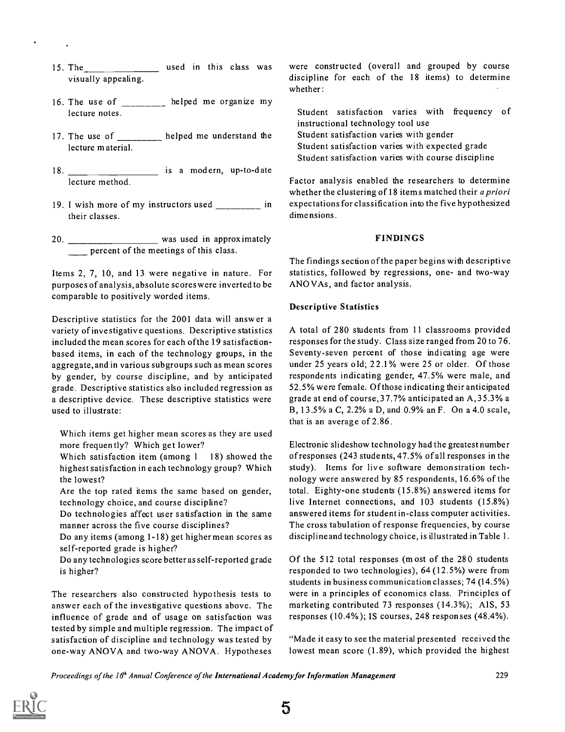15. The\_\_\_\_\_ \_\_\_\_\_\_ used in this class was visually appealing.

16. The use of \_\_\_\_\_\_\_\_ helped me organize my lecture notes.

17. The use of \_\_\_\_\_\_\_\_\_ helped me understand the lecture material.

18. \_\_\_\_\_ \_\_\_\_\_\_\_\_\_\_ is a modern, up-to-date lecture method.

19. I wish more of my instructors used \_\_\_\_\_\_\_\_\_ in their classes.

20. \_\_\_\_\_\_\_\_\_\_\_\_\_\_\_\_\_ was used in approximately \_\_\_\_ percent of the meetings of this class.

Items 2, 7, 10, and 13 were negative in nature. For purposes of analysis, absolute scores were inverted to be comparable to positively worded items.

Descriptive statistics for the 2001 data will answer a variety of investigative questions. Descriptive statistics included the mean scores for each of the 19 satisfaction-based items, in each of the technology groups, in the aggregate, and in various subgroups such as mean scores by gender, by course discipline, and by anticipated grade. Descriptive statistics also included regression as a descriptive device. These descriptive statistics were used to illustrate:

- Which items get higher mean scores as they are used more frequently? Which get lower?
- Which satisfaction item (among 1 18) showed the highest satisfaction in each technology group? Which the lowest?
- Are the top rated items the same based on gender, technology choice, and course discipline?
- Do technologies affect user satisfaction in the same manner across the five course disciplines?
- Do any items (among 1-18) get higher mean scores as self-reported grade is higher?
- Do any technologies score better as self-reported grade is higher?

The researchers also constructed hypothesis tests to answer each of the investigative questions above. The influence of grade and of usage on satisfaction was tested by simple and multiple regression. The impact of satisfaction of discipline and technology was tested by one-way ANOVA and two-way ANOVA. Hypotheses were constructed (overall and grouped by course discipline for each of the 18 items) to determine whether:

- Student satisfaction varies with frequency of instructional technology tool use
- Student satisfaction varies with gender
- Student satisfaction varies with expected grade
- Student satisfaction varies with course discipline

Factor analysis enabled the researchers to determine whether the clustering of 18 items matched their *a priori* expectations for classification into the five hypothesized dimensions.

## FINDINGS

The findings section of the paper begins with descriptive statistics, followed by regressions, one- and two-way ANOVAs, and factor analysis.

### Descriptive Statistics

A total of 280 students from 11 classrooms provided responses for the study. Class size ranged from 20 to 76. Seventy-seven percent of those indicating age were under 25 years old; 22.1% were 25 or older. Of those respondents indicating gender, 47.5% were male, and 52.5% were female. Of those indicating their anticipated grade at end of course, 37.7% anticipated an A, 35.3% a B, 13.5% a C, 2.2% a D, and 0.9% an F. On a 4.0 scale, that is an average of 2.86.

Electronic slideshow technology had the greatest number of responses (243 students, 47.5% of all responses in the study). Items for live software demonstration technology were answered by 85 respondents, 16.6% of the total. Eighty-one students (15.8%) answered items for live Internet connections, and 103 students (15.8%) answered items for student in-class computer activities. The cross tabulation of response frequencies, by course discipline and technology choice, is illustrated in Table 1.

Of the 512 total responses (most of the 280 students responded to two technologies), 64 (12.5%) were from students in business communication classes; 74 (14.5%) were in a principles of economics class. Principles of marketing contributed 73 responses (14.3%); AIS, 53 responses (10.4%); IS courses, 248 responses (48.4%).

"Made it easy to see the material presented received the lowest mean score (1.89), which provided the highest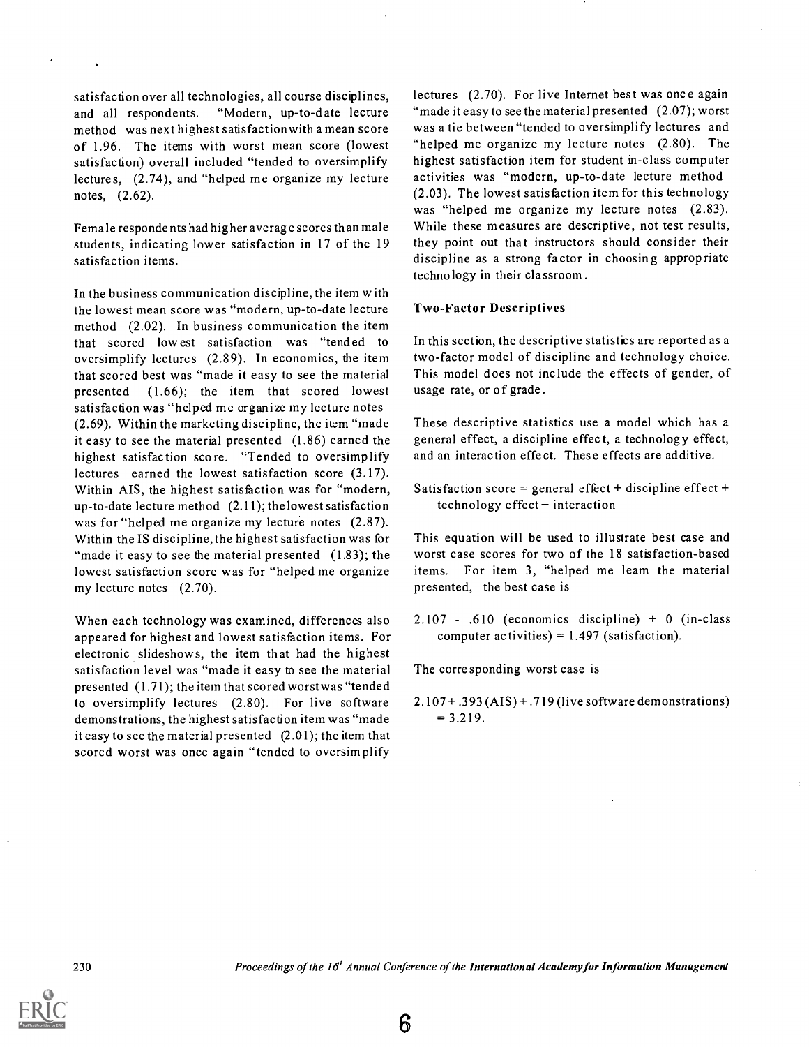satisfaction over all technologies, all course disciplines, and all respondents. "Modern, up-to-date lecture method was next highest satisfaction with a mean score of 1.96. The items with worst mean score (lowest satisfaction) overall included "tended to oversimplify lectures, (2.74), and "helped me organize my lecture notes, (2.62).

Female respondents had higher average scores than male students, indicating lower satisfaction in 17 of the 19 satisfaction items.

In the business communication discipline, the item with the lowest mean score was "modern, up-to-date lecture method (2.02). In business communication the item that scored lowest satisfaction was "tended to oversimplify lectures (2.89). In economics, the item that scored best was "made it easy to see the material presented (1.66); the item that scored lowest satisfaction was "helped me organize my lecture notes (2.69). Within the marketing discipline, the item "made it easy to see the material presented (1.86) earned the highest satisfaction score. "Tended to oversimplify lectures earned the lowest satisfaction score (3.17). Within AIS, the highest satisfaction was for "modern, up-to-date lecture method (2.11); the lowest satisfaction was for "helped me organize my lecture notes (2.87). Within the IS discipline, the highest satisfaction was for "made it easy to see the material presented (1.83); the lowest satisfaction score was for "helped me organize my lecture notes (2.70).

When each technology was examined, differences also appeared for highest and lowest satisfaction items. For electronic slideshows, the item that had the highest satisfaction level was "made it easy to see the material presented (1.71); the item that scored worst was "tended to oversimplify lectures (2.80). For live software demonstrations, the highest satisfaction item was "made it easy to see the material presented (2.01); the item that scored worst was once again "tended to oversimplify lectures (2.70). For live Internet best was once again "made it easy to see the material presented (2.07); worst was a tie between "tended to oversimplify lectures and "helped me organize my lecture notes (2.80). The highest satisfaction item for student in-class computer activities was "modern, up-to-date lecture method (2.03). The lowest satisfaction item for this technology was "helped me organize my lecture notes (2.83). While these measures are descriptive, not test results, they point out that instructors should consider their discipline as a strong factor in choosing appropriate technology in their classroom.

### Two-Factor Descriptives

In this section, the descriptive statistics are reported as a two-factor model of discipline and technology choice. This model does not include the effects of gender, of usage rate, or of grade.

These descriptive statistics use a model which has a general effect, a discipline effect, a technology effect, and an interaction effect. These effects are additive.

Satisfaction score = general effect + discipline effect + technology effect + interaction

This equation will be used to illustrate best case and worst case scores for two of the 18 satisfaction-based items. For item 3, "helped me learn the material presented, the best case is

2.107 - .610 (economics discipline) + 0 (in-class computer activities) = 1.497 (satisfaction).

The corresponding worst case is

2.107 + .393 (AIS) + .719 (live software demonstrations) = 3.219.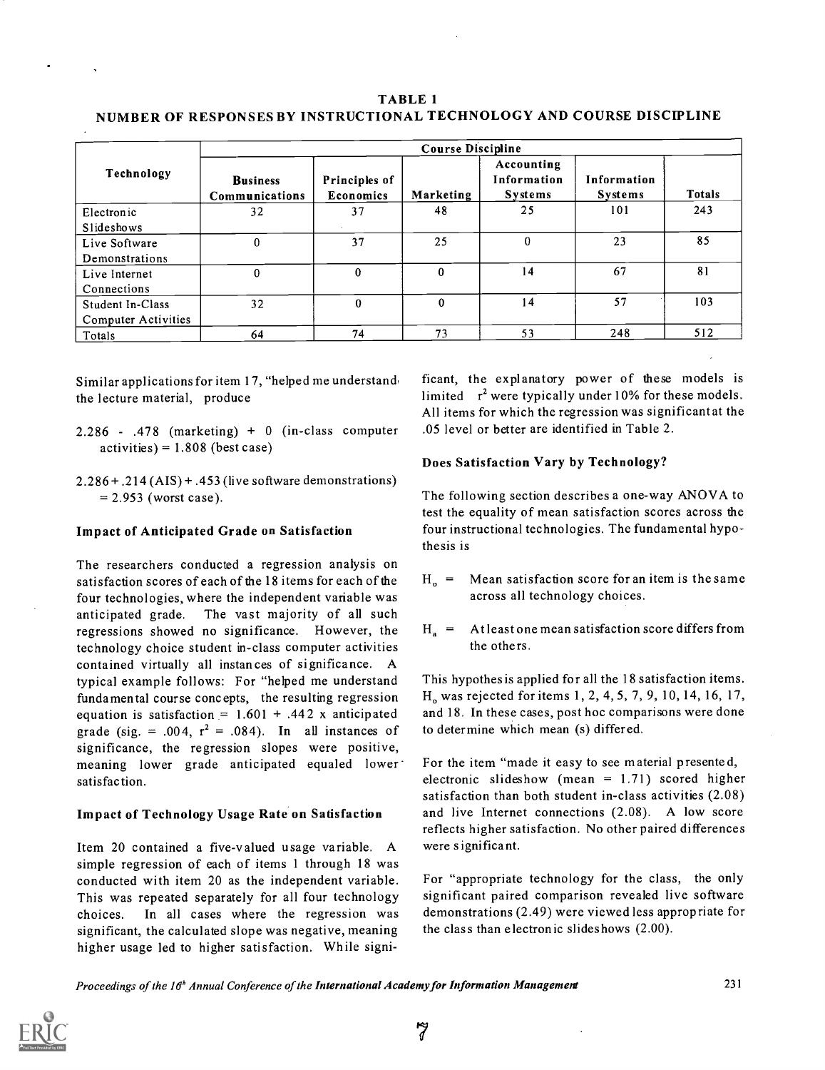**TABLE 1**
**NUMBER OF RESPONSES BY INSTRUCTIONAL TECHNOLOGY AND COURSE DISCIPLINE**

| Technology | Course Discipline | | | | | |
|---|---|---|---|---|---|---|
| | Business Communications | Principles of Economics | Marketing | Accounting Information Systems | Information Systems | Totals |
| Electronic Slideshows | 32 | 37 | 48 | 25 | 101 | 243 |
| Live Software Demonstrations | 0 | 37 | 25 | 0 | 23 | 85 |
| Live Internet Connections | 0 | 0 | 0 | 14 | 67 | 81 |
| Student In-Class Computer Activities | 32 | 0 | 0 | 14 | 57 | 103 |
| Totals | 64 | 74 | 73 | 53 | 248 | 512 |

Similar applications for item 17, "helped me understand the lecture material, produce

2.286 - .478 (marketing) + 0 (in-class computer activities) = 1.808 (best case)

2.286 + .214 (AIS) + .453 (live software demonstrations) = 2.953 (worst case).

### Impact of Anticipated Grade on Satisfaction

The researchers conducted a regression analysis on satisfaction scores of each of the 18 items for each of the four technologies, where the independent variable was anticipated grade. The vast majority of all such regressions showed no significance. However, the technology choice student in-class computer activities contained virtually all instances of significance. A typical example follows: For "helped me understand fundamental course concepts, the resulting regression equation is satisfaction = 1.601 + .442 x anticipated grade (sig. = .004, $r^2$ = .084). In all instances of significance, the regression slopes were positive, meaning lower grade anticipated equaled lower satisfaction.

### Impact of Technology Usage Rate on Satisfaction

Item 20 contained a five-valued usage variable. A simple regression of each of items 1 through 18 was conducted with item 20 as the independent variable. This was repeated separately for all four technology choices. In all cases where the regression was significant, the calculated slope was negative, meaning higher usage led to higher satisfaction. While significant, the explanatory power of these models is limited $r^2$ were typically under 10% for these models. All items for which the regression was significant at the .05 level or better are identified in Table 2.

### Does Satisfaction Vary by Technology?

The following section describes a one-way ANOVA to test the equality of mean satisfaction scores across the four instructional technologies. The fundamental hypothesis is

$H_o$ = Mean satisfaction score for an item is the same across all technology choices.

$H_a$ = At least one mean satisfaction score differs from the others.

This hypothesis is applied for all the 18 satisfaction items. $H_o$ was rejected for items 1, 2, 4, 5, 7, 9, 10, 14, 16, 17, and 18. In these cases, post hoc comparisons were done to determine which mean (s) differed.

For the item "made it easy to see material presented, electronic slideshow (mean = 1.71) scored higher satisfaction than both student in-class activities (2.08) and live Internet connections (2.08). A low score reflects higher satisfaction. No other paired differences were significant.

For "appropriate technology for the class, the only significant paired comparison revealed live software demonstrations (2.49) were viewed less appropriate for the class than electronic slideshows (2.00).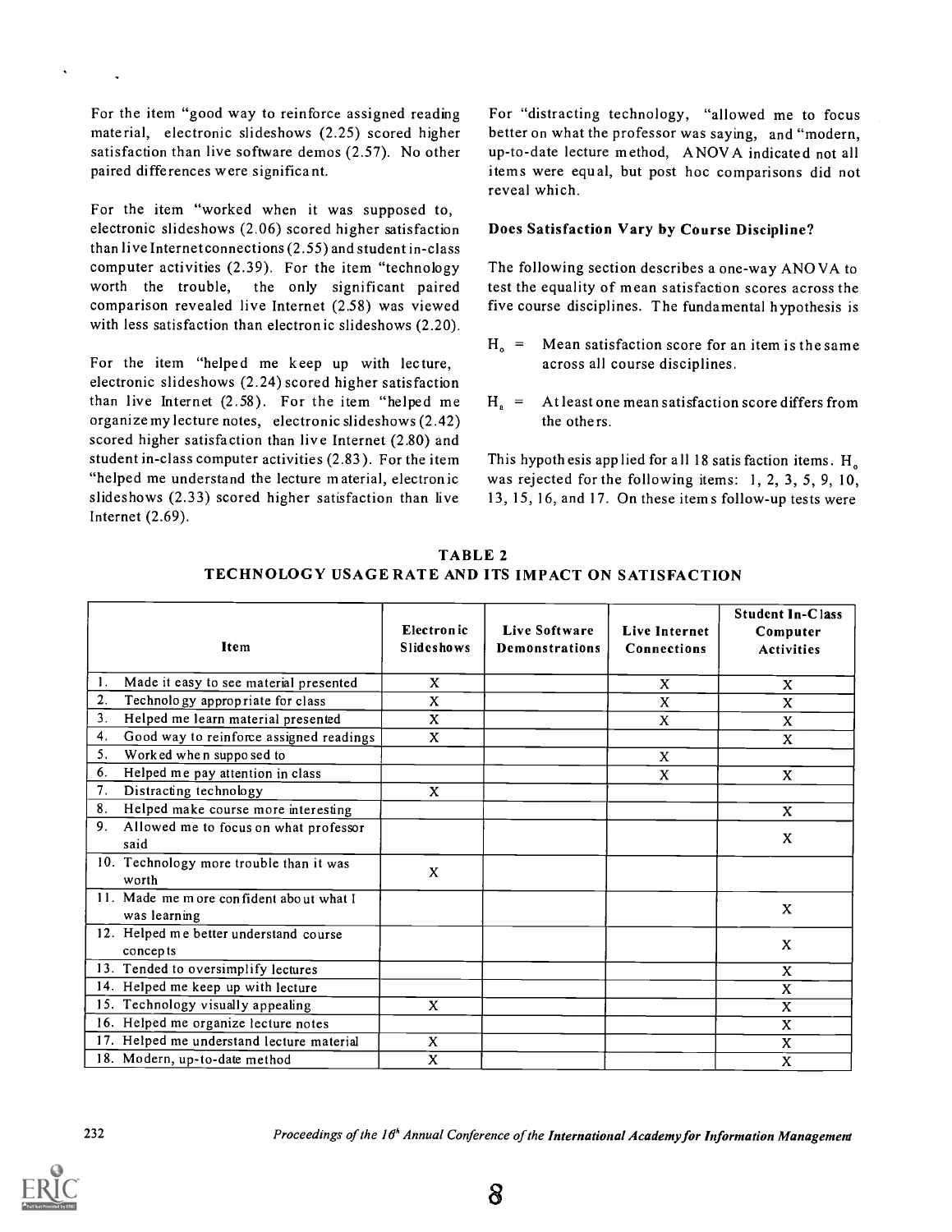For the item "good way to reinforce assigned reading material, electronic slideshows (2.25) scored higher satisfaction than live software demos (2.57). No other paired differences were significant.

For the item "worked when it was supposed to, electronic slideshows (2.06) scored higher satisfaction than live Internet connections (2.55) and student in-class computer activities (2.39). For the item "technology worth the trouble, the only significant paired comparison revealed live Internet (2.58) was viewed with less satisfaction than electronic slideshows (2.20).

For the item "helped me keep up with lecture, electronic slideshows (2.24) scored higher satisfaction than live Internet (2.58). For the item "helped me organize my lecture notes, electronic slideshows (2.42) scored higher satisfaction than live Internet (2.80) and student in-class computer activities (2.83). For the item "helped me understand the lecture material, electronic slideshows (2.33) scored higher satisfaction than live Internet (2.69).

For "distracting technology, "allowed me to focus better on what the professor was saying, and "modern, up-to-date lecture method, ANOVA indicated not all items were equal, but post hoc comparisons did not reveal which.

### Does Satisfaction Vary by Course Discipline?

The following section describes a one-way ANOVA to test the equality of mean satisfaction scores across the five course disciplines. The fundamental hypothesis is

$H_o$ = Mean satisfaction score for an item is the same across all course disciplines.

$H_a$ = At least one mean satisfaction score differs from the others.

This hypothesis applied for all 18 satisfaction items. $H_o$ was rejected for the following items: 1, 2, 3, 5, 9, 10, 13, 15, 16, and 17. On these items follow-up tests were

**TABLE 2**
**TECHNOLOGY USAGE RATE AND ITS IMPACT ON SATISFACTION**

| Item | Electronic Slideshows | Live Software Demonstrations | Live Internet Connections | Student In-Class Computer Activities |
|---|---|---|---|---|
| 1. Made it easy to see material presented | X | | X | X |
| 2. Technology appropriate for class | X | | X | X |
| 3. Helped me learn material presented | X | | X | X |
| 4. Good way to reinforce assigned readings | X | | | X |
| 5. Worked when supposed to | | | X | |
| 6. Helped me pay attention in class | | | X | X |
| 7. Distracting technology | X | | | |
| 8. Helped make course more interesting | | | | X |
| 9. Allowed me to focus on what professor said | | | | X |
| 10. Technology more trouble than it was worth | X | | | |
| 11. Made me more confident about what I was learning | | | | X |
| 12. Helped me better understand course concepts | | | | X |
| 13. Tended to oversimplify lectures | | | | X |
| 14. Helped me keep up with lecture | | | | X |
| 15. Technology visually appealing | X | | | X |
| 16. Helped me organize lecture notes | | | | X |
| 17. Helped me understand lecture material | X | | | X |
| 18. Modern, up-to-date method | X | | | X |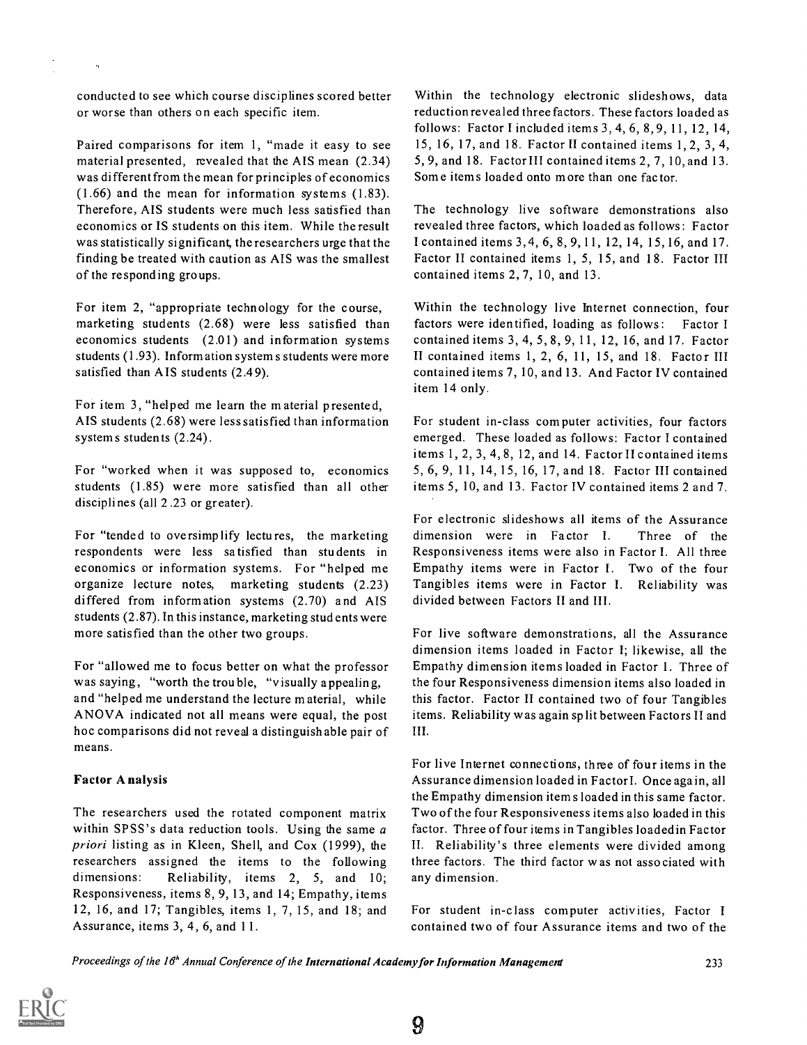conducted to see which course disciplines scored better or worse than others on each specific item.

Paired comparisons for item 1, "made it easy to see material presented, revealed that the AIS mean (2.34) was different from the mean for principles of economics (1.66) and the mean for information systems (1.83). Therefore, AIS students were much less satisfied than economics or IS students on this item. While the result was statistically significant, the researchers urge that the finding be treated with caution as AIS was the smallest of the responding groups.

For item 2, "appropriate technology for the course, marketing students (2.68) were less satisfied than economics students (2.01) and information systems students (1.93). Information systems students were more satisfied than AIS students (2.49).

For item 3, "helped me learn the material presented, AIS students (2.68) were less satisfied than information systems students (2.24).

For "worked when it was supposed to, economics students (1.85) were more satisfied than all other disciplines (all 2.23 or greater).

For "tended to oversimplify lectures, the marketing respondents were less satisfied than students in economics or information systems. For "helped me organize lecture notes, marketing students (2.23) differed from information systems (2.70) and AIS students (2.87). In this instance, marketing students were more satisfied than the other two groups.

For "allowed me to focus better on what the professor was saying, "worth the trouble, "visually appealing, and "helped me understand the lecture material, while ANOVA indicated not all means were equal, the post hoc comparisons did not reveal a distinguishable pair of means.

### Factor Analysis

The researchers used the rotated component matrix within SPSS's data reduction tools. Using the same *a priori* listing as in Kleen, Shell, and Cox (1999), the researchers assigned the items to the following dimensions: Reliability, items 2, 5, and 10; Responsiveness, items 8, 9, 13, and 14; Empathy, items 12, 16, and 17; Tangibles, items 1, 7, 15, and 18; and Assurance, items 3, 4, 6, and 11.

Within the technology electronic slideshows, data reduction revealed three factors. These factors loaded as follows: Factor I included items 3, 4, 6, 8, 9, 11, 12, 14, 15, 16, 17, and 18. Factor II contained items 1, 2, 3, 4, 5, 9, and 18. Factor III contained items 2, 7, 10, and 13. Some items loaded onto more than one factor.

The technology live software demonstrations also revealed three factors, which loaded as follows: Factor I contained items 3, 4, 6, 8, 9, 11, 12, 14, 15, 16, and 17. Factor II contained items 1, 5, 15, and 18. Factor III contained items 2, 7, 10, and 13.

Within the technology live Internet connection, four factors were identified, loading as follows: Factor I contained items 3, 4, 5, 8, 9, 11, 12, 16, and 17. Factor II contained items 1, 2, 6, 11, 15, and 18. Factor III contained items 7, 10, and 13. And Factor IV contained item 14 only.

For student in-class computer activities, four factors emerged. These loaded as follows: Factor I contained items 1, 2, 3, 4, 8, 12, and 14. Factor II contained items 5, 6, 9, 11, 14, 15, 16, 17, and 18. Factor III contained items 5, 10, and 13. Factor IV contained items 2 and 7.

For electronic slideshows all items of the Assurance dimension were in Factor I. Three of the Responsiveness items were also in Factor I. All three Empathy items were in Factor I. Two of the four Tangibles items were in Factor I. Reliability was divided between Factors II and III.

For live software demonstrations, all the Assurance dimension items loaded in Factor I; likewise, all the Empathy dimension items loaded in Factor 1. Three of the four Responsiveness dimension items also loaded in this factor. Factor II contained two of four Tangibles items. Reliability was again split between Factors II and III.

For live Internet connections, three of four items in the Assurance dimension loaded in Factor I. Once again, all the Empathy dimension items loaded in this same factor. Two of the four Responsiveness items also loaded in this factor. Three of four items in Tangibles loaded in Factor II. Reliability's three elements were divided among three factors. The third factor was not associated with any dimension.

For student in-class computer activities, Factor I contained two of four Assurance items and two of the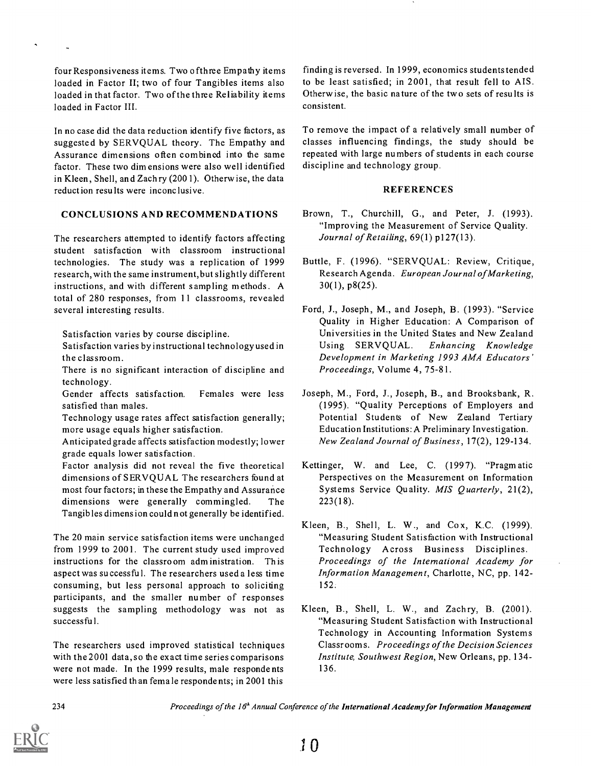four Responsiveness items. Two of three Empathy items loaded in Factor II; two of four Tangibles items also loaded in that factor. Two of the three Reliability items loaded in Factor III.

In no case did the data reduction identify five factors, as suggested by SERVQUAL theory. The Empathy and Assurance dimensions often combined into the same factor. These two dimensions were also well identified in Kleen, Shell, and Zachry (2001). Otherwise, the data reduction results were inconclusive.

## CONCLUSIONS AND RECOMMENDATIONS

The researchers attempted to identify factors affecting student satisfaction with classroom instructional technologies. The study was a replication of 1999 research, with the same instrument, but slightly different instructions, and with different sampling methods. A total of 280 responses, from 11 classrooms, revealed several interesting results.

- Satisfaction varies by course discipline.
- Satisfaction varies by instructional technology used in the classroom.
- There is no significant interaction of discipline and technology.
- Gender affects satisfaction. Females were less satisfied than males.
- Technology usage rates affect satisfaction generally; more usage equals higher satisfaction.
- Anticipated grade affects satisfaction modestly; lower grade equals lower satisfaction.
- Factor analysis did not reveal the five theoretical dimensions of SERVQUAL The researchers found at most four factors; in these the Empathy and Assurance dimensions were generally commingled. The Tangibles dimension could not generally be identified.

The 20 main service satisfaction items were unchanged from 1999 to 2001. The current study used improved instructions for the classroom administration. This aspect was successful. The researchers used a less time consuming, but less personal approach to soliciting participants, and the smaller number of responses suggests the sampling methodology was not as successful.

The researchers used improved statistical techniques with the 2001 data, so the exact time series comparisons were not made. In the 1999 results, male respondents were less satisfied than female respondents; in 2001 this finding is reversed. In 1999, economics students tended to be least satisfied; in 2001, that result fell to AIS. Otherwise, the basic nature of the two sets of results is consistent.

To remove the impact of a relatively small number of classes influencing findings, the study should be repeated with large numbers of students in each course discipline and technology group.

## REFERENCES

Brown, T., Churchill, G., and Peter, J. (1993). "Improving the Measurement of Service Quality. *Journal of Retailing*, 69(1) p127(13).

Buttle, F. (1996). "SERVQUAL: Review, Critique, Research Agenda. *European Journal of Marketing*, 30(1), p8(25).

Ford, J., Joseph, M., and Joseph, B. (1993). "Service Quality in Higher Education: A Comparison of Universities in the United States and New Zealand Using SERVQUAL. *Enhancing Knowledge Development in Marketing 1993 AMA Educators' Proceedings*, Volume 4, 75-81.

Joseph, M., Ford, J., Joseph, B., and Brooksbank, R. (1995). "Quality Perceptions of Employers and Potential Students of New Zealand Tertiary Education Institutions: A Preliminary Investigation. *New Zealand Journal of Business*, 17(2), 129-134.

Kettinger, W. and Lee, C. (1997). "Pragmatic Perspectives on the Measurement on Information Systems Service Quality. *MIS Quarterly*, 21(2), 223(18).

Kleen, B., Shell, L. W., and Cox, K.C. (1999). "Measuring Student Satisfaction with Instructional Technology Across Business Disciplines. *Proceedings of the International Academy for Information Management*, Charlotte, NC, pp. 142-152.

Kleen, B., Shell, L. W., and Zachry, B. (2001). "Measuring Student Satisfaction with Instructional Technology in Accounting Information Systems Classrooms. *Proceedings of the Decision Sciences Institute, Southwest Region*, New Orleans, pp. 134-136.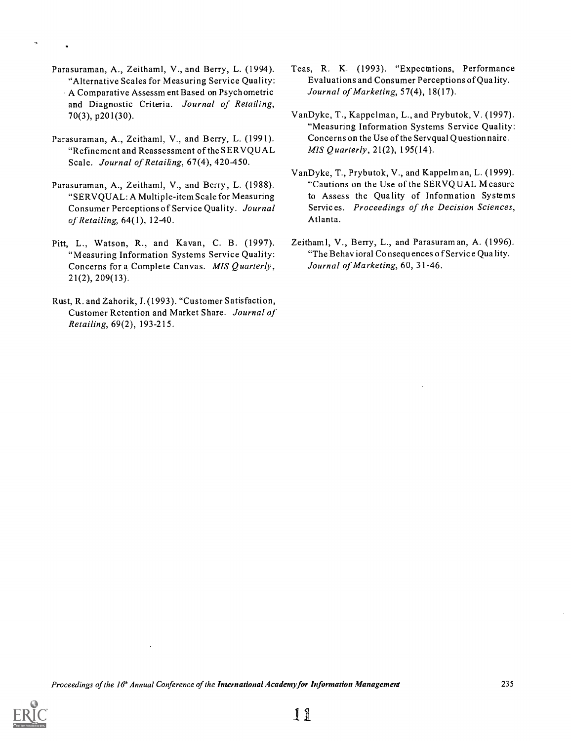Parasuraman, A., Zeithaml, V., and Berry, L. (1994). "Alternative Scales for Measuring Service Quality: A Comparative Assessment Based on Psychometric and Diagnostic Criteria. *Journal of Retailing*, 70(3), p201(30).

Parasuraman, A., Zeithaml, V., and Berry, L. (1991). "Refinement and Reassessment of the SERVQUAL Scale. *Journal of Retailing*, 67(4), 420-450.

Parasuraman, A., Zeithaml, V., and Berry, L. (1988). "SERVQUAL: A Multiple-item Scale for Measuring Consumer Perceptions of Service Quality. *Journal of Retailing*, 64(1), 12-40.

Pitt, L., Watson, R., and Kavan, C. B. (1997). "Measuring Information Systems Service Quality: Concerns for a Complete Canvas. *MIS Quarterly*, 21(2), 209(13).

Rust, R. and Zahorik, J. (1993). "Customer Satisfaction, Customer Retention and Market Share. *Journal of Retailing*, 69(2), 193-215.

Teas, R. K. (1993). "Expectations, Performance Evaluations and Consumer Perceptions of Quality. *Journal of Marketing*, 57(4), 18(17).

VanDyke, T., Kappelman, L., and Prybutok, V. (1997). "Measuring Information Systems Service Quality: Concerns on the Use of the Servqual Questionnaire. *MIS Quarterly*, 21(2), 195(14).

VanDyke, T., Prybutok, V., and Kappelman, L. (1999). "Cautions on the Use of the SERVQUAL Measure to Assess the Quality of Information Systems Services. *Proceedings of the Decision Sciences*, Atlanta.

Zeithaml, V., Berry, L., and Parasuraman, A. (1996). "The Behavioral Consequences of Service Quality. *Journal of Marketing*, 60, 31-46.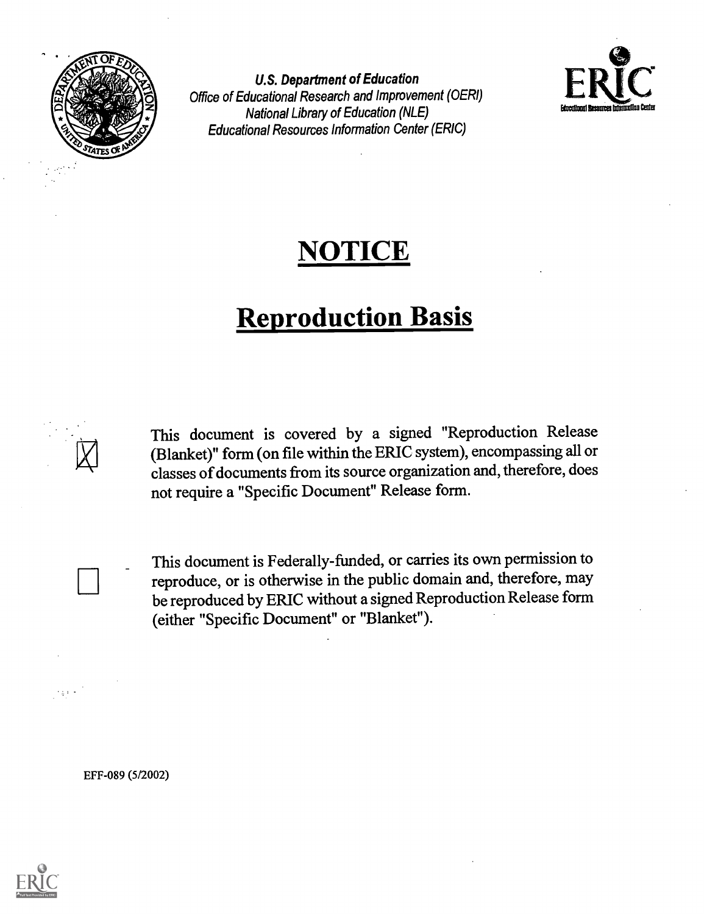**U.S. Department of Education**
*Office of Educational Research and Improvement (OERI)*
*National Library of Education (NLE)*
*Educational Resources Information Center (ERIC)*

# NOTICE

# Reproduction Basis

- [X] This document is covered by a signed "Reproduction Release (Blanket)" form (on file within the ERIC system), encompassing all or classes of documents from its source organization and, therefore, does not require a "Specific Document" Release form.

- [ ] This document is Federally-funded, or carries its own permission to reproduce, or is otherwise in the public domain and, therefore, may be reproduced by ERIC without a signed Reproduction Release form (either "Specific Document" or "Blanket").

EFF-089 (5/2002)